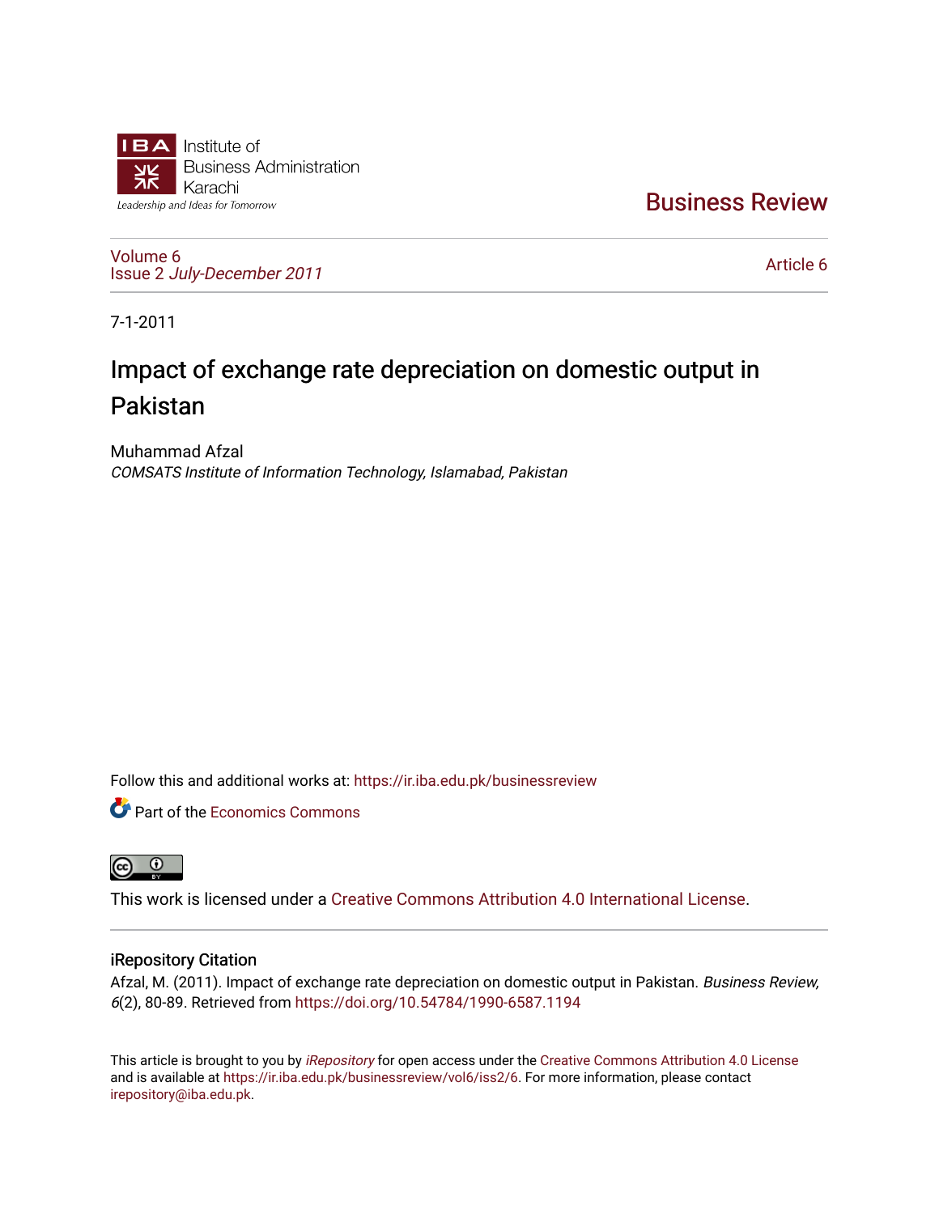Institute of Business Administration Karachi

Leadership and Ideas for Tomorrow

# Business Review

Volume 6
Issue 2 *July-December 2011*

Article 6

7-1-2011

# Impact of exchange rate depreciation on domestic output in Pakistan

Muhammad Afzal
*COMSATS Institute of Information Technology, Islamabad, Pakistan*

Follow this and additional works at: https://ir.iba.edu.pk/businessreview

Part of the Economics Commons

This work is licensed under a Creative Commons Attribution 4.0 International License.

## iRepository Citation

Afzal, M. (2011). Impact of exchange rate depreciation on domestic output in Pakistan. *Business Review, 6*(2), 80-89. Retrieved from https://doi.org/10.54784/1990-6587.1194

This article is brought to you by *iRepository* for open access under the Creative Commons Attribution 4.0 License and is available at https://ir.iba.edu.pk/businessreview/vol6/iss2/6. For more information, please contact irepository@iba.edu.pk.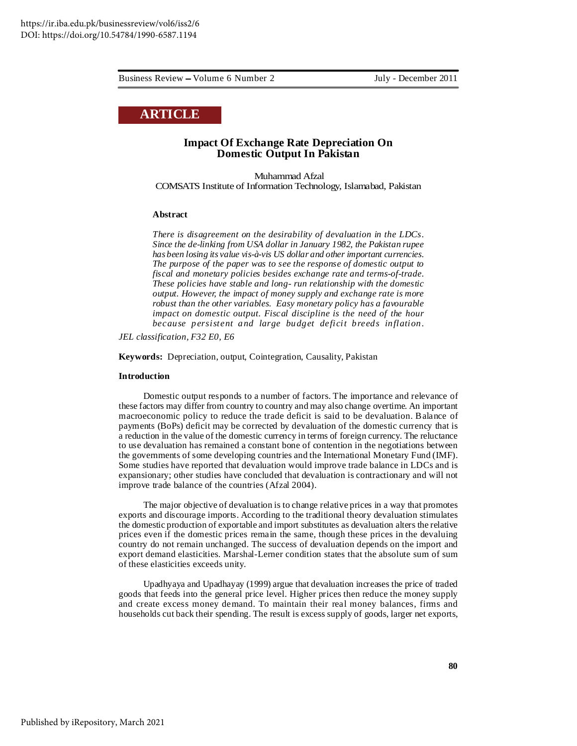https://ir.iba.edu.pk/businessreview/vol6/iss2/6
DOI: https://doi.org/10.54784/1990-6587.1194

**ARTICLE**

# Impact Of Exchange Rate Depreciation On Domestic Output In Pakistan

Muhammad Afzal
COMSATS Institute of Information Technology, Islamabad, Pakistan

### Abstract

*There is disagreement on the desirability of devaluation in the LDCs. Since the de-linking from USA dollar in January 1982, the Pakistan rupee has been losing its value vis-à-vis US dollar and other important currencies. The purpose of the paper was to see the response of domestic output to fiscal and monetary policies besides exchange rate and terms-of-trade. These policies have stable and long- run relationship with the domestic output. However, the impact of money supply and exchange rate is more robust than the other variables. Easy monetary policy has a favourable impact on domestic output. Fiscal discipline is the need of the hour because persistent and large budget deficit breeds inflation.*

*JEL classification, F32 E0, E6*

**Keywords:** Depreciation, output, Cointegration, Causality, Pakistan

### Introduction

Domestic output responds to a number of factors. The importance and relevance of these factors may differ from country to country and may also change overtime. An important macroeconomic policy to reduce the trade deficit is said to be devaluation. Balance of payments (BoPs) deficit may be corrected by devaluation of the domestic currency that is a reduction in the value of the domestic currency in terms of foreign currency. The reluctance to use devaluation has remained a constant bone of contention in the negotiations between the governments of some developing countries and the International Monetary Fund (IMF). Some studies have reported that devaluation would improve trade balance in LDCs and is expansionary; other studies have concluded that devaluation is contractionary and will not improve trade balance of the countries (Afzal 2004).

The major objective of devaluation is to change relative prices in a way that promotes exports and discourage imports. According to the traditional theory devaluation stimulates the domestic production of exportable and import substitutes as devaluation alters the relative prices even if the domestic prices remain the same, though these prices in the devaluing country do not remain unchanged. The success of devaluation depends on the import and export demand elasticities. Marshal-Lerner condition states that the absolute sum of sum of these elasticities exceeds unity.

Upadhyaya and Upadhayay (1999) argue that devaluation increases the price of traded goods that feeds into the general price level. Higher prices then reduce the money supply and create excess money demand. To maintain their real money balances, firms and households cut back their spending. The result is excess supply of goods, larger net exports,

Published by iRepository, March 2021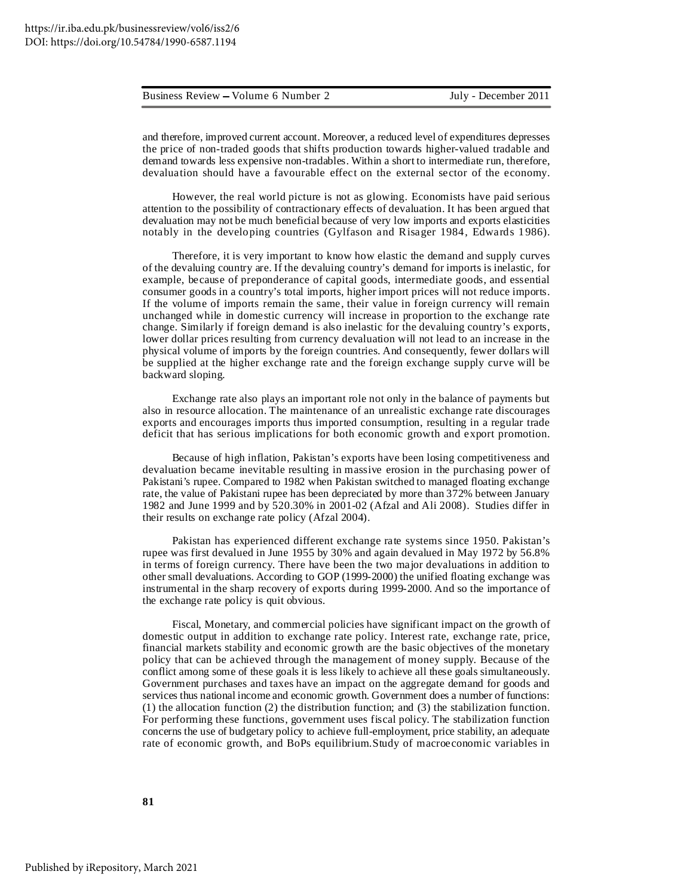and therefore, improved current account. Moreover, a reduced level of expenditures depresses the price of non-traded goods that shifts production towards higher-valued tradable and demand towards less expensive non-tradables. Within a short to intermediate run, therefore, devaluation should have a favourable effect on the external sector of the economy.

However, the real world picture is not as glowing. Economists have paid serious attention to the possibility of contractionary effects of devaluation. It has been argued that devaluation may not be much beneficial because of very low imports and exports elasticities notably in the developing countries (Gylfason and Risager 1984, Edwards 1986).

Therefore, it is very important to know how elastic the demand and supply curves of the devaluing country are. If the devaluing country's demand for imports is inelastic, for example, because of preponderance of capital goods, intermediate goods, and essential consumer goods in a country's total imports, higher import prices will not reduce imports. If the volume of imports remain the same, their value in foreign currency will remain unchanged while in domestic currency will increase in proportion to the exchange rate change. Similarly if foreign demand is also inelastic for the devaluing country's exports, lower dollar prices resulting from currency devaluation will not lead to an increase in the physical volume of imports by the foreign countries. And consequently, fewer dollars will be supplied at the higher exchange rate and the foreign exchange supply curve will be backward sloping.

Exchange rate also plays an important role not only in the balance of payments but also in resource allocation. The maintenance of an unrealistic exchange rate discourages exports and encourages imports thus imported consumption, resulting in a regular trade deficit that has serious implications for both economic growth and export promotion.

Because of high inflation, Pakistan's exports have been losing competitiveness and devaluation became inevitable resulting in massive erosion in the purchasing power of Pakistani's rupee. Compared to 1982 when Pakistan switched to managed floating exchange rate, the value of Pakistani rupee has been depreciated by more than 372% between January 1982 and June 1999 and by 520.30% in 2001-02 (Afzal and Ali 2008). Studies differ in their results on exchange rate policy (Afzal 2004).

Pakistan has experienced different exchange rate systems since 1950. Pakistan's rupee was first devalued in June 1955 by 30% and again devalued in May 1972 by 56.8% in terms of foreign currency. There have been the two major devaluations in addition to other small devaluations. According to GOP (1999-2000) the unified floating exchange was instrumental in the sharp recovery of exports during 1999-2000. And so the importance of the exchange rate policy is quit obvious.

Fiscal, Monetary, and commercial policies have significant impact on the growth of domestic output in addition to exchange rate policy. Interest rate, exchange rate, price, financial markets stability and economic growth are the basic objectives of the monetary policy that can be achieved through the management of money supply. Because of the conflict among some of these goals it is less likely to achieve all these goals simultaneously. Government purchases and taxes have an impact on the aggregate demand for goods and services thus national income and economic growth. Government does a number of functions: (1) the allocation function (2) the distribution function; and (3) the stabilization function. For performing these functions, government uses fiscal policy. The stabilization function concerns the use of budgetary policy to achieve full-employment, price stability, an adequate rate of economic growth, and BoPs equilibrium. Study of macroeconomic variables in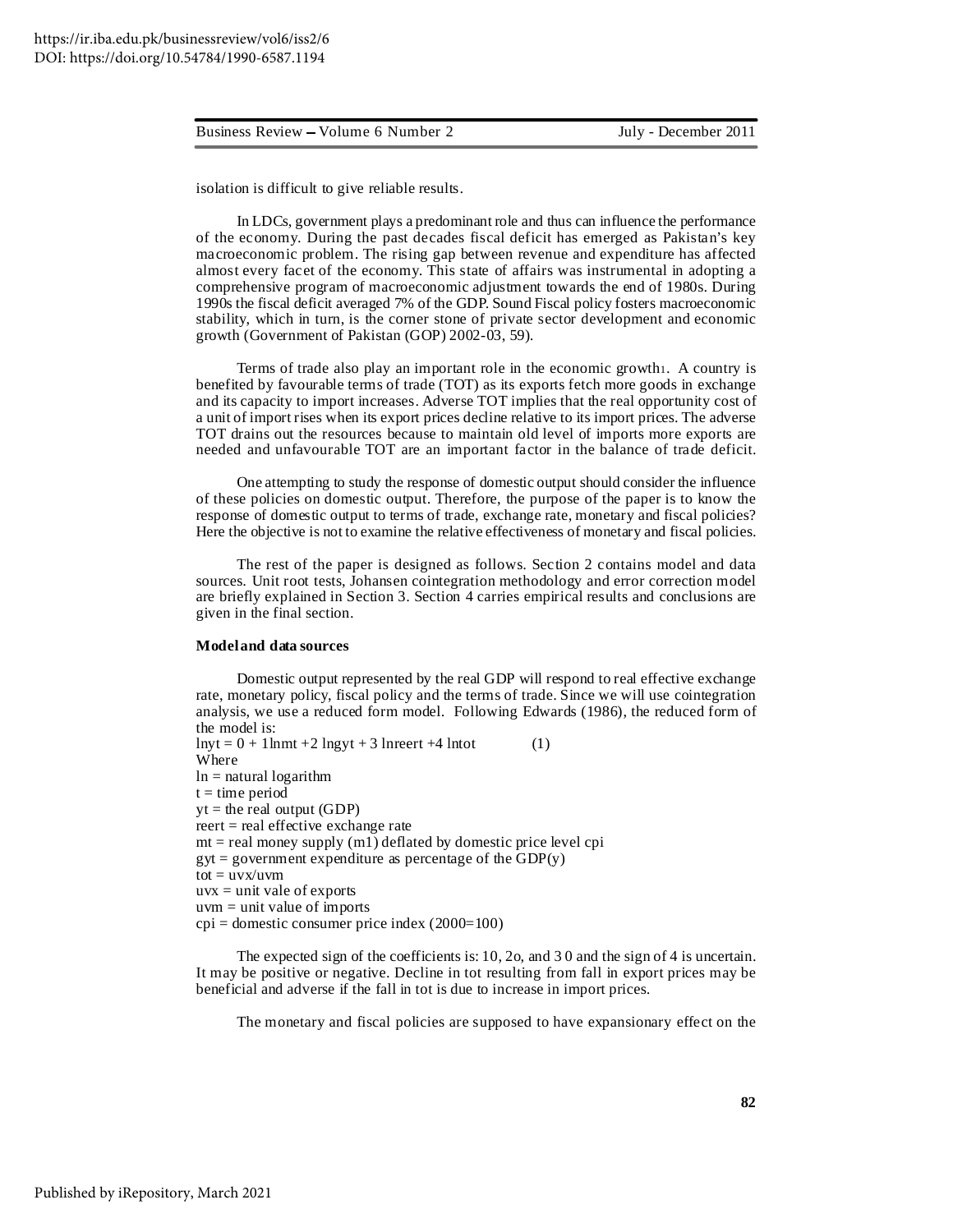isolation is difficult to give reliable results.

In LDCs, government plays a predominant role and thus can influence the performance of the economy. During the past decades fiscal deficit has emerged as Pakistan's key macroeconomic problem. The rising gap between revenue and expenditure has affected almost every facet of the economy. This state of affairs was instrumental in adopting a comprehensive program of macroeconomic adjustment towards the end of 1980s. During 1990s the fiscal deficit averaged 7% of the GDP. Sound Fiscal policy fosters macroeconomic stability, which in turn, is the corner stone of private sector development and economic growth (Government of Pakistan (GOP) 2002-03, 59).

Terms of trade also play an important role in the economic growth[1]. A country is benefited by favourable terms of trade (TOT) as its exports fetch more goods in exchange and its capacity to import increases. Adverse TOT implies that the real opportunity cost of a unit of import rises when its export prices decline relative to its import prices. The adverse TOT drains out the resources because to maintain old level of imports more exports are needed and unfavourable TOT are an important factor in the balance of trade deficit.

One attempting to study the response of domestic output should consider the influence of these policies on domestic output. Therefore, the purpose of the paper is to know the response of domestic output to terms of trade, exchange rate, monetary and fiscal policies? Here the objective is not to examine the relative effectiveness of monetary and fiscal policies.

The rest of the paper is designed as follows. Section 2 contains model and data sources. Unit root tests, Johansen cointegration methodology and error correction model are briefly explained in Section 3. Section 4 carries empirical results and conclusions are given in the final section.

**Model and data sources**

Domestic output represented by the real GDP will respond to real effective exchange rate, monetary policy, fiscal policy and the terms of trade. Since we will use cointegration analysis, we use a reduced form model. Following Edwards (1986), the reduced form of the model is:

$$\ln y_t = \beta_0 + \beta_1 \ln m_t + \beta_2 \ln gy_t + \beta_3 \ln reer_t + \beta_4 \ln tot \qquad (1)$$

Where

ln = natural logarithm

t = time period

$y_t$ = the real output (GDP)

$reer_t$ = real effective exchange rate

$m_t$ = real money supply (m1) deflated by domestic price level cpi

$gy_t$ = government expenditure as percentage of the GDP(y)

tot = uvx/uvm

uvx = unit vale of exports

uvm = unit value of imports

cpi = domestic consumer price index (2000=100)

The expected sign of the coefficients is: $\beta_1 0$, $\beta_2 o$, and $\beta_3 0$ and the sign of $\beta_4$ is uncertain. It may be positive or negative. Decline in tot resulting from fall in export prices may be beneficial and adverse if the fall in tot is due to increase in import prices.

The monetary and fiscal policies are supposed to have expansionary effect on the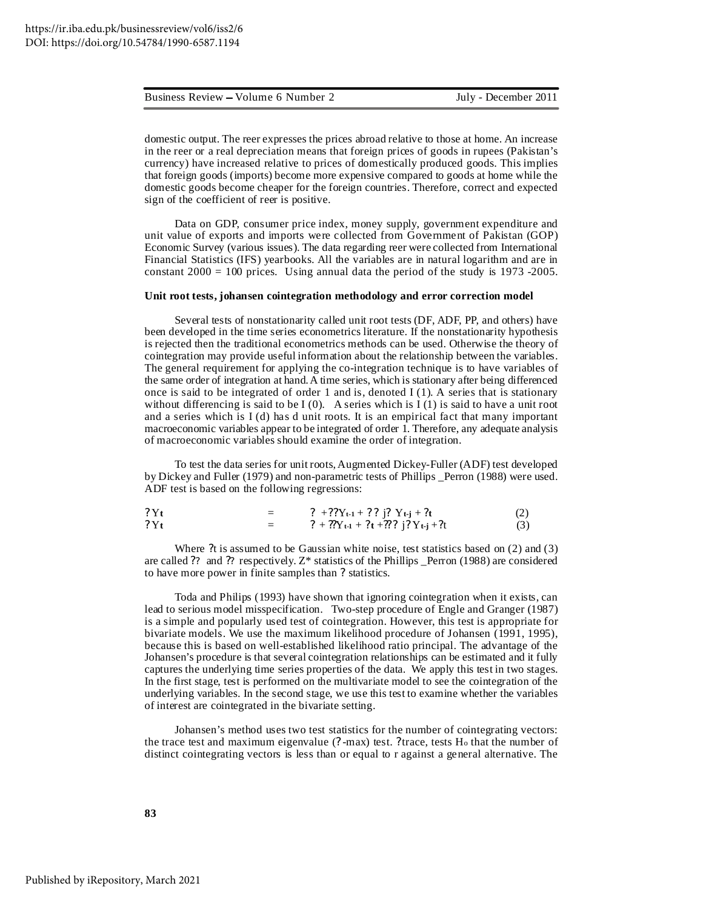domestic output. The reer expresses the prices abroad relative to those at home. An increase in the reer or a real depreciation means that foreign prices of goods in rupees (Pakistan's currency) have increased relative to prices of domestically produced goods. This implies that foreign goods (imports) become more expensive compared to goods at home while the domestic goods become cheaper for the foreign countries. Therefore, correct and expected sign of the coefficient of reer is positive.

Data on GDP, consumer price index, money supply, government expenditure and unit value of exports and imports were collected from Government of Pakistan (GOP) Economic Survey (various issues). The data regarding reer were collected from International Financial Statistics (IFS) yearbooks. All the variables are in natural logarithm and are in constant 2000 = 100 prices. Using annual data the period of the study is 1973 -2005.

### Unit root tests, johansen cointegration methodology and error correction model

Several tests of nonstationarity called unit root tests (DF, ADF, PP, and others) have been developed in the time series econometrics literature. If the nonstationarity hypothesis is rejected then the traditional econometrics methods can be used. Otherwise the theory of cointegration may provide useful information about the relationship between the variables. The general requirement for applying the co-integration technique is to have variables of the same order of integration at hand. A time series, which is stationary after being differenced once is said to be integrated of order 1 and is, denoted I (1). A series that is stationary without differencing is said to be I (0). A series which is I (1) is said to have a unit root and a series which is I (d) has d unit roots. It is an empirical fact that many important macroeconomic variables appear to be integrated of order 1. Therefore, any adequate analysis of macroeconomic variables should examine the order of integration.

To test the data series for unit roots, Augmented Dickey-Fuller (ADF) test developed by Dickey and Fuller (1979) and non-parametric tests of Phillips _Perron (1988) were used. ADF test is based on the following regressions:

$$?Y_t = ? + ??Y_{t-1} + ?? j? Y_{t-j} + ?_t \quad (2)$$

$$?Y_t = ? + ??Y_{t-1} + ?t + ??? j? Y_{t-j} + ?t \quad (3)$$

Where ?t is assumed to be Gaussian white noise, test statistics based on (2) and (3) are called ?? and ?? respectively. Z* statistics of the Phillips _Perron (1988) are considered to have more power in finite samples than ? statistics.

Toda and Philips (1993) have shown that ignoring cointegration when it exists, can lead to serious model misspecification. Two-step procedure of Engle and Granger (1987) is a simple and popularly used test of cointegration. However, this test is appropriate for bivariate models. We use the maximum likelihood procedure of Johansen (1991, 1995), because this is based on well-established likelihood ratio principal. The advantage of the Johansen's procedure is that several cointegration relationships can be estimated and it fully captures the underlying time series properties of the data. We apply this test in two stages. In the first stage, test is performed on the multivariate model to see the cointegration of the underlying variables. In the second stage, we use this test to examine whether the variables of interest are cointegrated in the bivariate setting.

Johansen's method uses two test statistics for the number of cointegrating vectors: the trace test and maximum eigenvalue (?-max) test. ?trace, tests $H_o$ that the number of distinct cointegrating vectors is less than or equal to r against a general alternative. The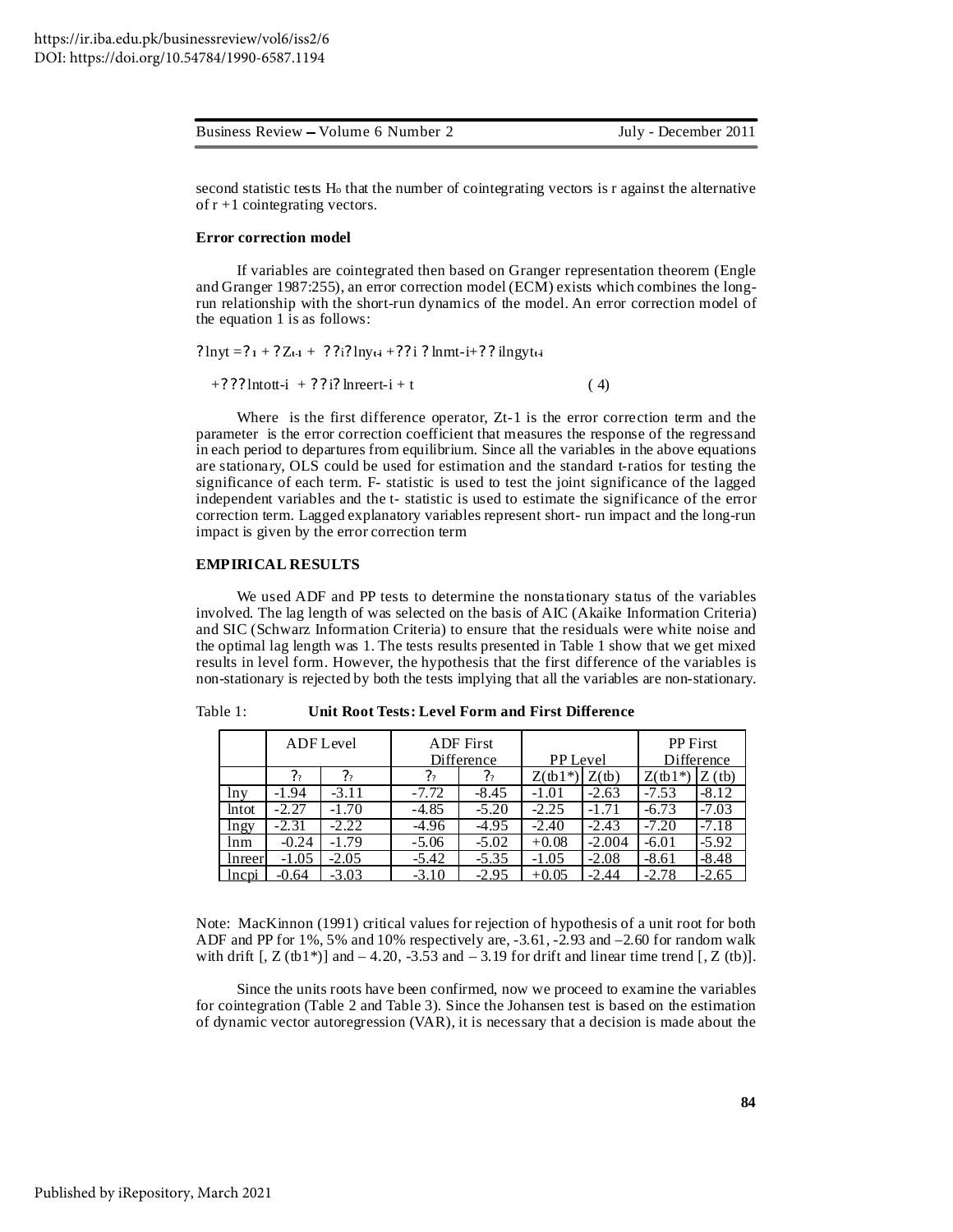second statistic tests $H_o$ that the number of cointegrating vectors is r against the alternative of r +1 cointegrating vectors.

**Error correction model**

If variables are cointegrated then based on Granger representation theorem (Engle and Granger 1987:255), an error correction model (ECM) exists which combines the long-run relationship with the short-run dynamics of the model. An error correction model of the equation 1 is as follows:

? lnyt =? 1 + ? Zt-1 + ? ?i? lnyt-i +??i ? lnmt-i+? ? ilngyt-i

+? ? ? lntott-i + ? ?i? lnreert-i + t ( 4)

Where is the first difference operator, Zt-1 is the error correction term and the parameter is the error correction coefficient that measures the response of the regressand in each period to departures from equilibrium. Since all the variables in the above equations are stationary, OLS could be used for estimation and the standard t-ratios for testing the significance of each term. F- statistic is used to test the joint significance of the lagged independent variables and the t- statistic is used to estimate the significance of the error correction term. Lagged explanatory variables represent short- run impact and the long-run impact is given by the error correction term

## EMPIRICAL RESULTS

We used ADF and PP tests to determine the nonstationary status of the variables involved. The lag length of was selected on the basis of AIC (Akaike Information Criteria) and SIC (Schwarz Information Criteria) to ensure that the residuals were white noise and the optimal lag length was 1. The tests results presented in Table 1 show that we get mixed results in level form. However, the hypothesis that the first difference of the variables is non-stationary is rejected by both the tests implying that all the variables are non-stationary.

Table 1: **Unit Root Tests: Level Form and First Difference**

| | ADF Level | | ADF First Difference | | PP Level | | PP First Difference | |
|---|---|---|---|---|---|---|---|---|
| | ?? | ?? | ?? | ?? | Z(tb1*) | Z(tb) | Z(tb1*) | Z (tb) |
| lny | -1.94 | -3.11 | -7.72 | -8.45 | -1.01 | -2.63 | -7.53 | -8.12 |
| lntot | -2.27 | -1.70 | -4.85 | -5.20 | -2.25 | -1.71 | -6.73 | -7.03 |
| lngy | -2.31 | -2.22 | -4.96 | -4.95 | -2.40 | -2.43 | -7.20 | -7.18 |
| lnm | -0.24 | -1.79 | -5.06 | -5.02 | +0.08 | -2.004 | -6.01 | -5.92 |
| lnreer | -1.05 | -2.05 | -5.42 | -5.35 | -1.05 | -2.08 | -8.61 | -8.48 |
| lncpi | -0.64 | -3.03 | -3.10 | -2.95 | +0.05 | -2.44 | -2.78 | -2.65 |

Note: MacKinnon (1991) critical values for rejection of hypothesis of a unit root for both ADF and PP for 1%, 5% and 10% respectively are, -3.61, -2.93 and –2.60 for random walk with drift [, Z (tb1*)] and – 4.20, -3.53 and – 3.19 for drift and linear time trend [, Z (tb)].

Since the units roots have been confirmed, now we proceed to examine the variables for cointegration (Table 2 and Table 3). Since the Johansen test is based on the estimation of dynamic vector autoregression (VAR), it is necessary that a decision is made about the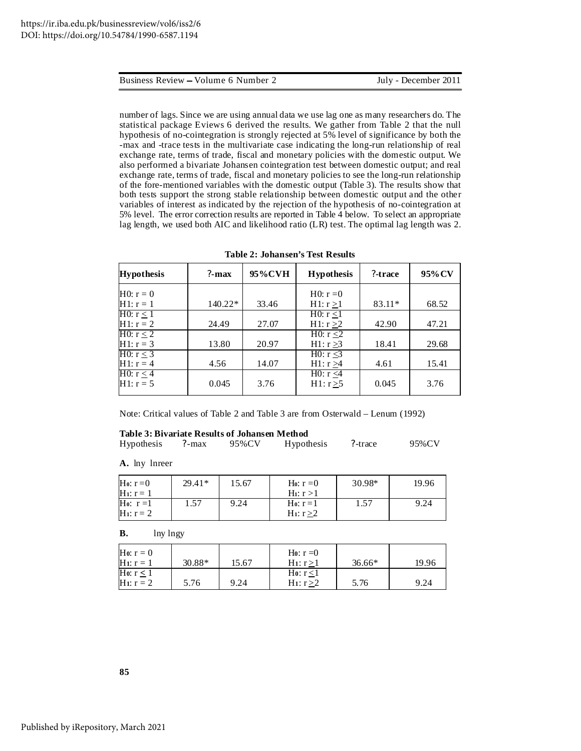number of lags. Since we are using annual data we use lag one as many researchers do. The statistical package Eviews 6 derived the results. We gather from Table 2 that the null hypothesis of no-cointegration is strongly rejected at 5% level of significance by both the -max and -trace tests in the multivariate case indicating the long-run relationship of real exchange rate, terms of trade, fiscal and monetary policies with the domestic output. We also performed a bivariate Johansen cointegration test between domestic output; and real exchange rate, terms of trade, fiscal and monetary policies to see the long-run relationship of the fore-mentioned variables with the domestic output (Table 3). The results show that both tests support the strong stable relationship between domestic output and the other variables of interest as indicated by the rejection of the hypothesis of no-cointegration at 5% level. The error correction results are reported in Table 4 below. To select an appropriate lag length, we used both AIC and likelihood ratio (LR) test. The optimal lag length was 2.

**Table 2: Johansen's Test Results**

| Hypothesis | ?-max | 95%CVH | Hypothesis | ?-trace | 95%CV |
|---|---|---|---|---|---|
| H0: $r = 0$ H1: $r = 1$ | 140.22* | 33.46 | H0: $r = 0$ H1: $r \geq 1$ | 83.11* | 68.52 |
| H0: $r \leq 1$ H1: $r = 2$ | 24.49 | 27.07 | H0: $r \leq 1$ H1: $r \geq 2$ | 42.90 | 47.21 |
| H0: $r \leq 2$ H1: $r = 3$ | 13.80 | 20.97 | H0: $r \leq 2$ H1: $r \geq 3$ | 18.41 | 29.68 |
| H0: $r \leq 3$ H1: $r = 4$ | 4.56 | 14.07 | H0: $r \leq 3$ H1: $r \geq 4$ | 4.61 | 15.41 |
| H0: $r \leq 4$ H1: $r = 5$ | 0.045 | 3.76 | H0: $r \leq 4$ H1: $r \geq 5$ | 0.045 | 3.76 |

Note: Critical values of Table 2 and Table 3 are from Osterwald – Lenum (1992)

**Table 3: Bivariate Results of Johansen Method**

**A.** lny lnreer

| Hypothesis | ?-max | 95%CV | Hypothesis | ?-trace | 95%CV |
|---|---|---|---|---|---|
| $H_0$: $r = 0$ $H_1$: $r = 1$ | 29.41* | 15.67 | $H_0$: $r = 0$ $H_1$: $r > 1$ | 30.98* | 19.96 |
| $H_0$: $r = 1$ $H_1$: $r = 2$ | 1.57 | 9.24 | $H_0$: $r = 1$ $H_1$: $r \geq 2$ | 1.57 | 9.24 |

**B.** lny lngy

| Hypothesis | ?-max | 95%CV | Hypothesis | ?-trace | 95%CV |
|---|---|---|---|---|---|
| $H_0$: $r = 0$ $H_1$: $r = 1$ | 30.88* | 15.67 | $H_0$: $r = 0$ $H_1$: $r \geq 1$ | 36.66* | 19.96 |
| $H_0$: $r \leq 1$ $H_1$: $r = 2$ | 5.76 | 9.24 | $H_0$: $r \leq 1$ $H_1$: $r \geq 2$ | 5.76 | 9.24 |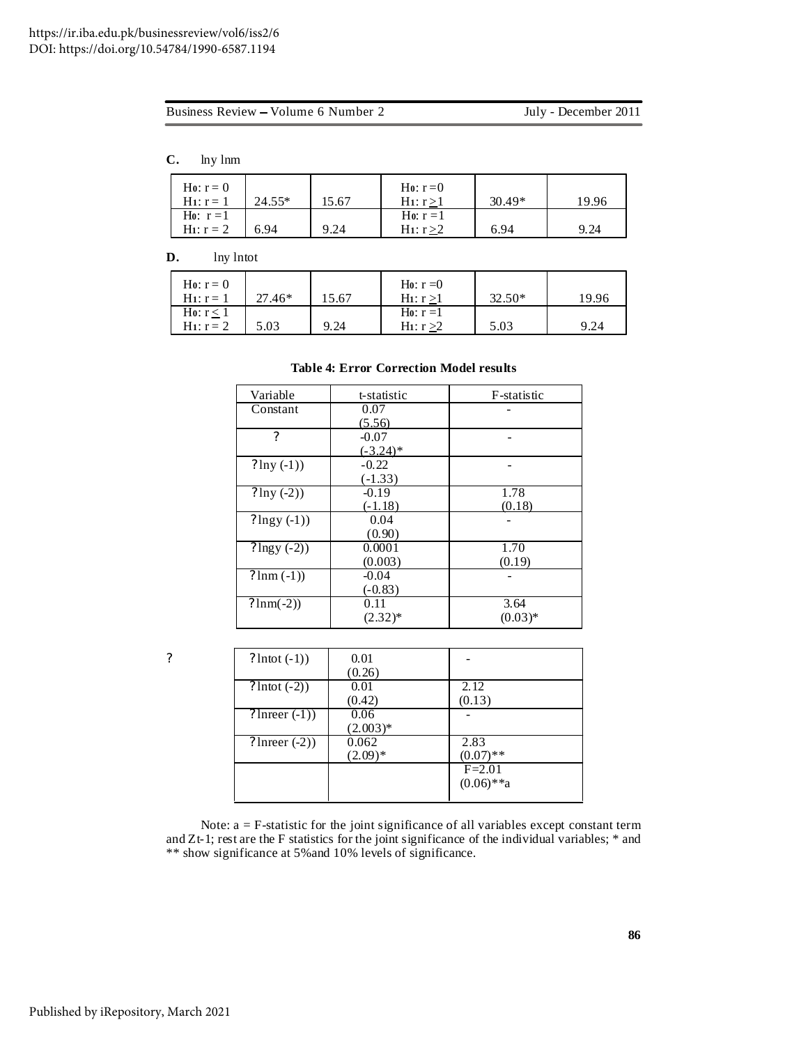**C.** lny lnm

| | | | | | |
|---|---|---|---|---|---|
| $H_0$: r = 0<br>$H_1$: r = 1 | 24.55* | 15.67 | $H_0$: r =0<br>$H_1$: r $\geq$1 | 30.49* | 19.96 |
| $H_0$: r =1<br>$H_1$: r = 2 | 6.94 | 9.24 | $H_0$: r =1<br>$H_1$: r $\geq$2 | 6.94 | 9.24 |

**D.** lny lntot

| | | | | | |
|---|---|---|---|---|---|
| $H_0$: r = 0<br>$H_1$: r = 1 | 27.46* | 15.67 | $H_0$: r =0<br>$H_1$: r $\geq$1 | 32.50* | 19.96 |
| $H_0$: r $\leq$ 1<br>$H_1$: r = 2 | 5.03 | 9.24 | $H_0$: r =1<br>$H_1$: r $\geq$2 | 5.03 | 9.24 |

**Table 4: Error Correction Model results**

| Variable | t-statistic | F-statistic |
|---|---|---|
| Constant | 0.07<br>(5.56) | - |
| ? | -0.07<br>(-3.24)* | - |
| ?lny (-1)) | -0.22<br>(-1.33) | - |
| ?lny (-2)) | -0.19<br>(-1.18) | 1.78<br>(0.18) |
| ?lngy (-1)) | 0.04<br>(0.90) | - |
| ?lngy (-2)) | 0.0001<br>(0.003) | 1.70<br>(0.19) |
| ?lnm (-1)) | -0.04<br>(-0.83) | - |
| ?lnm(-2)) | 0.11<br>(2.32)* | 3.64<br>(0.03)* |
| ?lntot (-1)) | 0.01<br>(0.26) | - |
| ?lntot (-2)) | 0.01<br>(0.42) | 2.12<br>(0.13) |
| ?lnreer (-1)) | 0.06<br>(2.003)* | - |
| ?lnreer (-2)) | 0.062<br>(2.09)* | 2.83<br>(0.07)** |
| | | F=2.01<br>(0.06)**a |

Note: a = F-statistic for the joint significance of all variables except constant term and $Z_{t-1}$; rest are the F statistics for the joint significance of the individual variables; * and ** show significance at 5%and 10% levels of significance.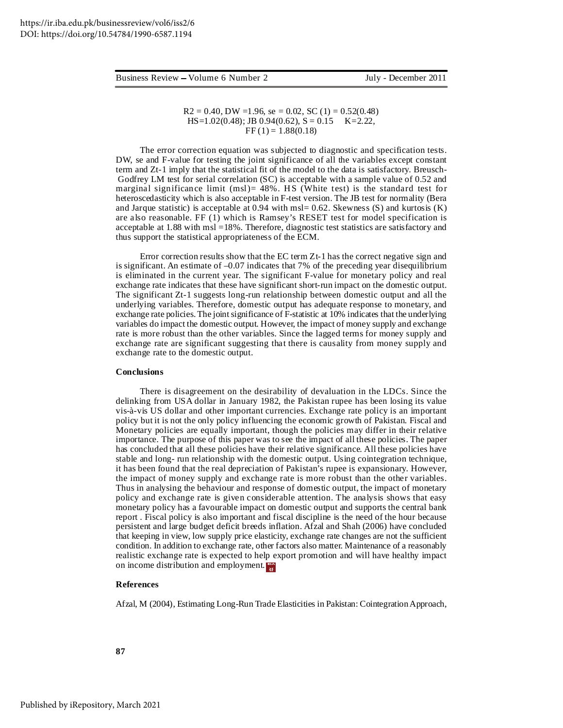$R2 = 0.40$, $DW = 1.96$, $se = 0.02$, $SC (1) = 0.52(0.48)$
$HS = 1.02(0.48)$; $JB\ 0.94(0.62)$, $S = 0.15$ $K = 2.22$,
$FF (1) = 1.88(0.18)$

The error correction equation was subjected to diagnostic and specification tests. DW, se and F-value for testing the joint significance of all the variables except constant term and Zt-1 imply that the statistical fit of the model to the data is satisfactory. Breusch-Godfrey LM test for serial correlation (SC) is acceptable with a sample value of 0.52 and marginal significance limit (msl)= 48%. HS (White test) is the standard test for heteroscedasticity which is also acceptable in F-test version. The JB test for normality (Bera and Jarque statistic) is acceptable at 0.94 with msl= 0.62. Skewness (S) and kurtosis (K) are also reasonable. FF (1) which is Ramsey's RESET test for model specification is acceptable at 1.88 with msl =18%. Therefore, diagnostic test statistics are satisfactory and thus support the statistical appropriateness of the ECM.

Error correction results show that the EC term Zt-1 has the correct negative sign and is significant. An estimate of –0.07 indicates that 7% of the preceding year disequilibrium is eliminated in the current year. The significant F-value for monetary policy and real exchange rate indicates that these have significant short-run impact on the domestic output. The significant Zt-1 suggests long-run relationship between domestic output and all the underlying variables. Therefore, domestic output has adequate response to monetary, and exchange rate policies. The joint significance of F-statistic at 10% indicates that the underlying variables do impact the domestic output. However, the impact of money supply and exchange rate is more robust than the other variables. Since the lagged terms for money supply and exchange rate are significant suggesting that there is causality from money supply and exchange rate to the domestic output.

## Conclusions

There is disagreement on the desirability of devaluation in the LDCs. Since the delinking from USA dollar in January 1982, the Pakistan rupee has been losing its value vis-à-vis US dollar and other important currencies. Exchange rate policy is an important policy but it is not the only policy influencing the economic growth of Pakistan. Fiscal and Monetary policies are equally important, though the policies may differ in their relative importance. The purpose of this paper was to see the impact of all these policies. The paper has concluded that all these policies have their relative significance. All these policies have stable and long- run relationship with the domestic output. Using cointegration technique, it has been found that the real depreciation of Pakistan's rupee is expansionary. However, the impact of money supply and exchange rate is more robust than the other variables. Thus in analysing the behaviour and response of domestic output, the impact of monetary policy and exchange rate is given considerable attention. The analysis shows that easy monetary policy has a favourable impact on domestic output and supports the central bank report . Fiscal policy is also important and fiscal discipline is the need of the hour because persistent and large budget deficit breeds inflation. Afzal and Shah (2006) have concluded that keeping in view, low supply price elasticity, exchange rate changes are not the sufficient condition. In addition to exchange rate, other factors also matter. Maintenance of a reasonably realistic exchange rate is expected to help export promotion and will have healthy impact on income distribution and employment.

## References

Afzal, M (2004), Estimating Long-Run Trade Elasticities in Pakistan: Cointegration Approach,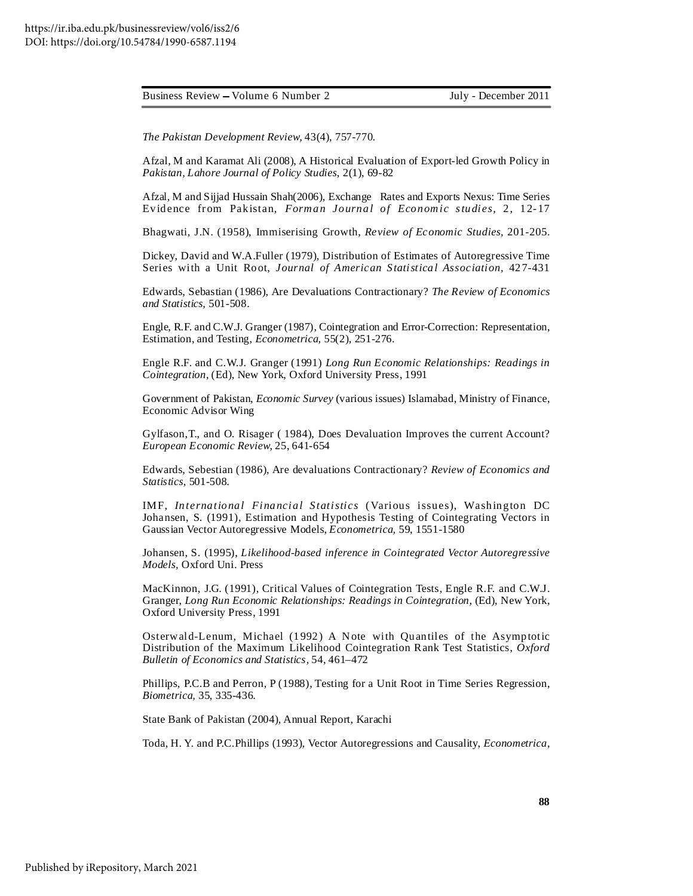*The Pakistan Development Review,* 43(4), 757-770.

Afzal, M and Karamat Ali (2008), A Historical Evaluation of Export-led Growth Policy in *Pakistan, Lahore Journal of Policy Studies,* 2(1), 69-82

Afzal, M and Sijjad Hussain Shah(2006), Exchange Rates and Exports Nexus: Time Series Evidence from Pakistan, *Forman Journal of Economic studies,* 2, 12-17

Bhagwati, J.N. (1958), Immiserising Growth, *Review of Economic Studies,* 201-205.

Dickey, David and W.A.Fuller (1979), Distribution of Estimates of Autoregressive Time Series with a Unit Root, *Journal of American Statistical Association,* 427-431

Edwards, Sebastian (1986), Are Devaluations Contractionary? *The Review of Economics and Statistics,* 501-508.

Engle, R.F. and C.W.J. Granger (1987), Cointegration and Error-Correction: Representation, Estimation, and Testing, *Econometrica,* 55(2), 251-276.

Engle R.F. and C.W.J. Granger (1991) *Long Run Economic Relationships: Readings in Cointegration,* (Ed), New York, Oxford University Press, 1991

Government of Pakistan, *Economic Survey* (various issues) Islamabad, Ministry of Finance, Economic Advisor Wing

Gylfason,T., and O. Risager ( 1984), Does Devaluation Improves the current Account? *European Economic Review,* 25, 641-654

Edwards, Sebestian (1986), Are devaluations Contractionary? *Review of Economics and Statistics,* 501-508.

IMF, *International Financial Statistics* (Various issues), Washington DC

Johansen, S. (1991), Estimation and Hypothesis Testing of Cointegrating Vectors in Gaussian Vector Autoregressive Models, *Econometrica,* 59, 1551-1580

Johansen, S. (1995), *Likelihood-based inference in Cointegrated Vector Autoregressive Models,* Oxford Uni. Press

MacKinnon, J.G. (1991), Critical Values of Cointegration Tests, Engle R.F. and C.W.J. Granger, *Long Run Economic Relationships: Readings in Cointegration,* (Ed), New York, Oxford University Press, 1991

Osterwald-Lenum, Michael (1992) A Note with Quantiles of the Asymptotic Distribution of the Maximum Likelihood Cointegration Rank Test Statistics, *Oxford Bulletin of Economics and Statistics,* 54, 461–472

Phillips, P.C.B and Perron, P (1988), Testing for a Unit Root in Time Series Regression, *Biometrica,* 35, 335-436.

State Bank of Pakistan (2004), Annual Report, Karachi

Toda, H. Y. and P.C.Phillips (1993), Vector Autoregressions and Causality, *Econometrica,*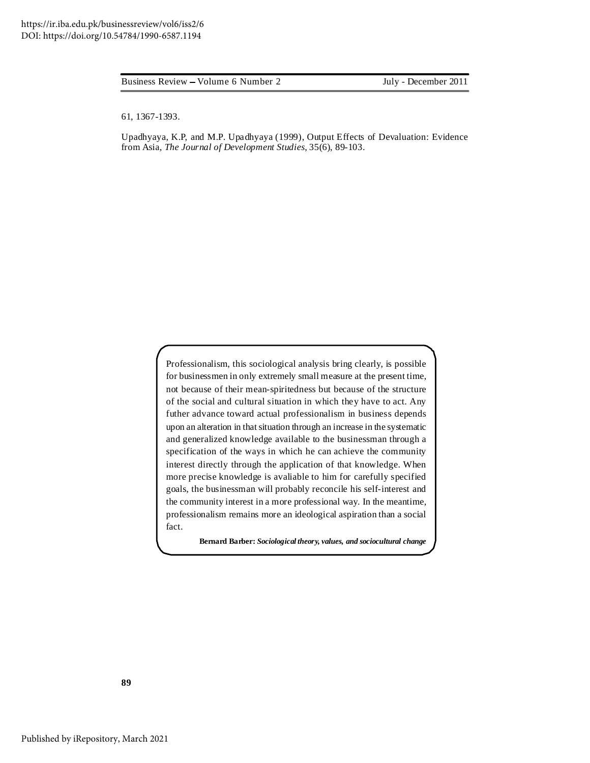61, 1367-1393.

Upadhyaya, K.P, and M.P. Upadhyaya (1999), Output Effects of Devaluation: Evidence from Asia, *The Journal of Development Studies*, 35(6), 89-103.

Professionalism, this sociological analysis bring clearly, is possible for businessmen in only extremely small measure at the present time, not because of their mean-spiritedness but because of the structure of the social and cultural situation in which they have to act. Any futher advance toward actual professionalism in business depends upon an alteration in that situation through an increase in the systematic and generalized knowledge available to the businessman through a specification of the ways in which he can achieve the community interest directly through the application of that knowledge. When more precise knowledge is avaliable to him for carefully specified goals, the businessman will probably reconcile his self-interest and the community interest in a more professional way. In the meantime, professionalism remains more an ideological aspiration than a social fact.

**Bernard Barber:** ***Sociological theory, values, and sociocultural change***